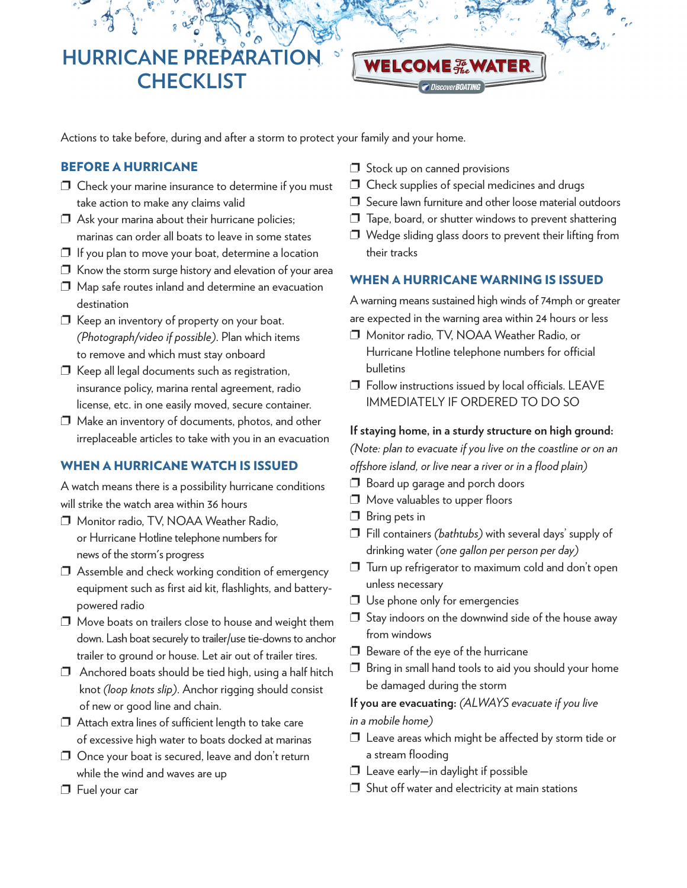# HURRICANE PREPARATION CHECKLIST

WELCOME To The WATER — DiscoverBOATING

Actions to take before, during and after a storm to protect your family and your home.

## BEFORE A HURRICANE

- ❒ Check your marine insurance to determine if you must take action to make any claims valid
- ❒ Ask your marina about their hurricane policies; marinas can order all boats to leave in some states
- ❒ If you plan to move your boat, determine a location
- ❒ Know the storm surge history and elevation of your area
- ❒ Map safe routes inland and determine an evacuation destination
- ❒ Keep an inventory of property on your boat. *(Photograph/video if possible)*. Plan which items to remove and which must stay onboard
- ❒ Keep all legal documents such as registration, insurance policy, marina rental agreement, radio license, etc. in one easily moved, secure container.
- ❒ Make an inventory of documents, photos, and other irreplaceable articles to take with you in an evacuation

## WHEN A HURRICANE WATCH IS ISSUED

A watch means there is a possibility hurricane conditions will strike the watch area within 36 hours

- ❒ Monitor radio, TV, NOAA Weather Radio, or Hurricane Hotline telephone numbers for news of the storm's progress
- ❒ Assemble and check working condition of emergency equipment such as first aid kit, flashlights, and battery-powered radio
- ❒ Move boats on trailers close to house and weight them down. Lash boat securely to trailer/use tie-downs to anchor trailer to ground or house. Let air out of trailer tires.
- ❒ Anchored boats should be tied high, using a half hitch knot *(loop knots slip)*. Anchor rigging should consist of new or good line and chain.
- ❒ Attach extra lines of sufficient length to take care of excessive high water to boats docked at marinas
- ❒ Once your boat is secured, leave and don't return while the wind and waves are up
- ❒ Fuel your car
- ❒ Stock up on canned provisions
- ❒ Check supplies of special medicines and drugs
- ❒ Secure lawn furniture and other loose material outdoors
- ❒ Tape, board, or shutter windows to prevent shattering
- ❒ Wedge sliding glass doors to prevent their lifting from their tracks

## WHEN A HURRICANE WARNING IS ISSUED

A warning means sustained high winds of 74mph or greater are expected in the warning area within 24 hours or less

- ❒ Monitor radio, TV, NOAA Weather Radio, or Hurricane Hotline telephone numbers for official bulletins
- ❒ Follow instructions issued by local officials. LEAVE IMMEDIATELY IF ORDERED TO DO SO

**If staying home, in a sturdy structure on high ground:** *(Note: plan to evacuate if you live on the coastline or on an offshore island, or live near a river or in a flood plain)*

- ❒ Board up garage and porch doors
- ❒ Move valuables to upper floors
- ❒ Bring pets in
- ❒ Fill containers *(bathtubs)* with several days' supply of drinking water *(one gallon per person per day)*
- ❒ Turn up refrigerator to maximum cold and don't open unless necessary
- ❒ Use phone only for emergencies
- ❒ Stay indoors on the downwind side of the house away from windows
- ❒ Beware of the eye of the hurricane
- ❒ Bring in small hand tools to aid you should your home be damaged during the storm

**If you are evacuating:** *(ALWAYS evacuate if you live in a mobile home)*

- ❒ Leave areas which might be affected by storm tide or a stream flooding
- ❒ Leave early—in daylight if possible
- ❒ Shut off water and electricity at main stations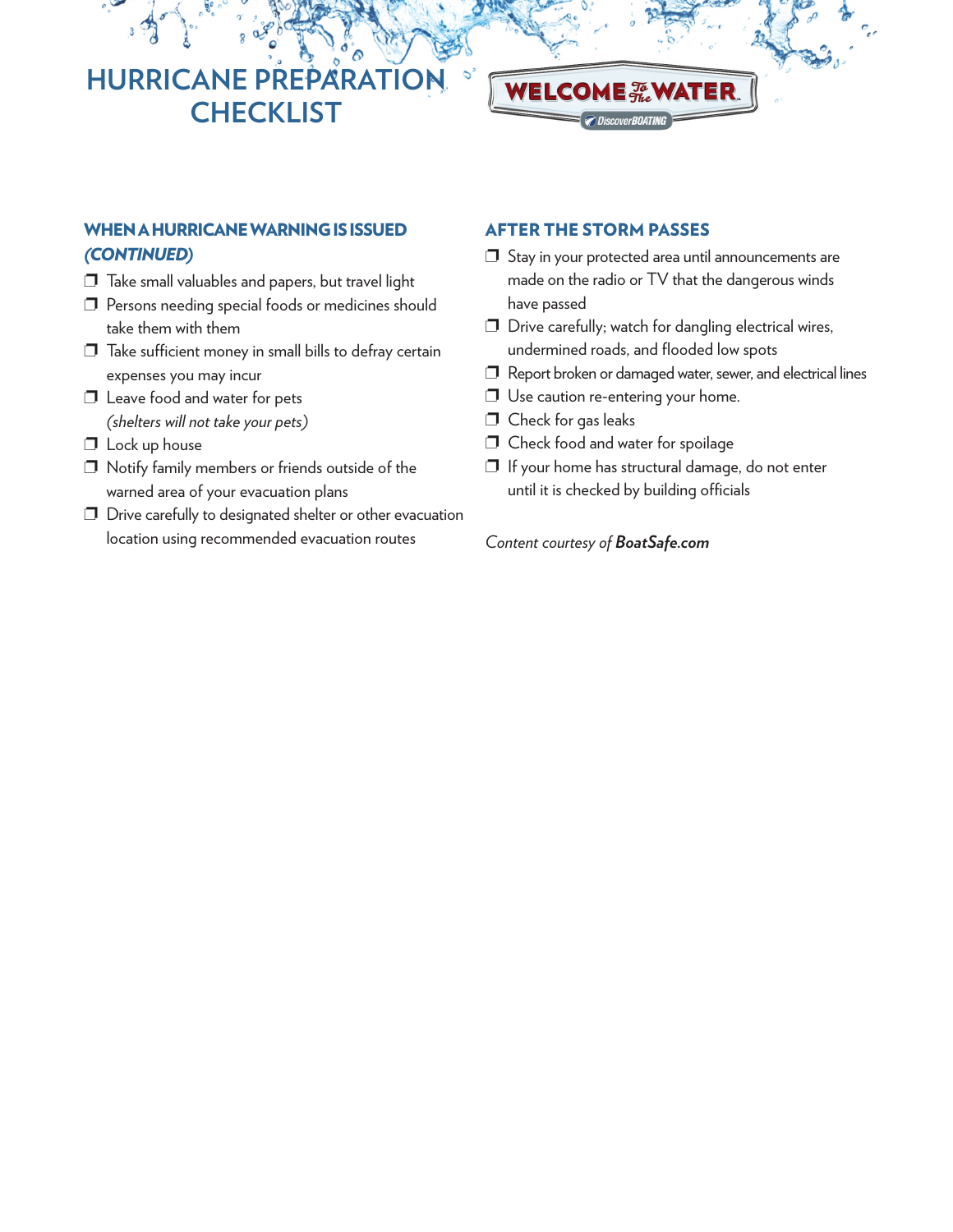# HURRICANE PREPARATION CHECKLIST

WELCOME To The WATER

DiscoverBOATING

## WHEN A HURRICANE WARNING IS ISSUED *(CONTINUED)*

- ❒ Take small valuables and papers, but travel light
- ❒ Persons needing special foods or medicines should take them with them
- ❒ Take sufficient money in small bills to defray certain expenses you may incur
- ❒ Leave food and water for pets *(shelters will not take your pets)*
- ❒ Lock up house
- ❒ Notify family members or friends outside of the warned area of your evacuation plans
- ❒ Drive carefully to designated shelter or other evacuation location using recommended evacuation routes

## AFTER THE STORM PASSES

- ❒ Stay in your protected area until announcements are made on the radio or TV that the dangerous winds have passed
- ❒ Drive carefully; watch for dangling electrical wires, undermined roads, and flooded low spots
- ❒ Report broken or damaged water, sewer, and electrical lines
- ❒ Use caution re-entering your home.
- ❒ Check for gas leaks
- ❒ Check food and water for spoilage
- ❒ If your home has structural damage, do not enter until it is checked by building officials

*Content courtesy of* ***BoatSafe.com***